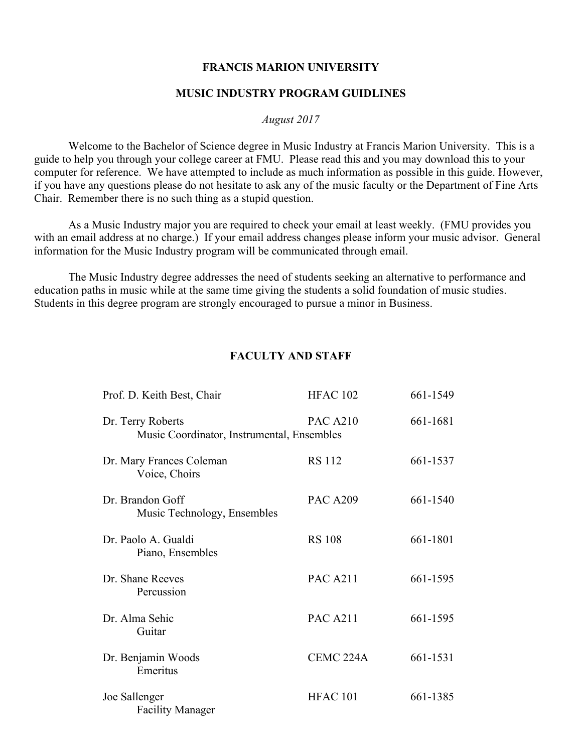# FRANCIS MARION UNIVERSITY

## MUSIC INDUSTRY PROGRAM GUIDLINES

*August 2017*

Welcome to the Bachelor of Science degree in Music Industry at Francis Marion University. This is a guide to help you through your college career at FMU. Please read this and you may download this to your computer for reference. We have attempted to include as much information as possible in this guide. However, if you have any questions please do not hesitate to ask any of the music faculty or the Department of Fine Arts Chair. Remember there is no such thing as a stupid question.

As a Music Industry major you are required to check your email at least weekly. (FMU provides you with an email address at no charge.) If your email address changes please inform your music advisor. General information for the Music Industry program will be communicated through email.

The Music Industry degree addresses the need of students seeking an alternative to performance and education paths in music while at the same time giving the students a solid foundation of music studies. Students in this degree program are strongly encouraged to pursue a minor in Business.

## FACULTY AND STAFF

| Name | Office | Phone |
|---|---|---|
| Prof. D. Keith Best, Chair | HFAC 102 | 661-1549 |
| Dr. Terry Roberts<br>Music Coordinator, Instrumental, Ensembles | PAC A210 | 661-1681 |
| Dr. Mary Frances Coleman<br>Voice, Choirs | RS 112 | 661-1537 |
| Dr. Brandon Goff<br>Music Technology, Ensembles | PAC A209 | 661-1540 |
| Dr. Paolo A. Gualdi<br>Piano, Ensembles | RS 108 | 661-1801 |
| Dr. Shane Reeves<br>Percussion | PAC A211 | 661-1595 |
| Dr. Alma Sehic<br>Guitar | PAC A211 | 661-1595 |
| Dr. Benjamin Woods<br>Emeritus | CEMC 224A | 661-1531 |
| Joe Sallenger<br>Facility Manager | HFAC 101 | 661-1385 |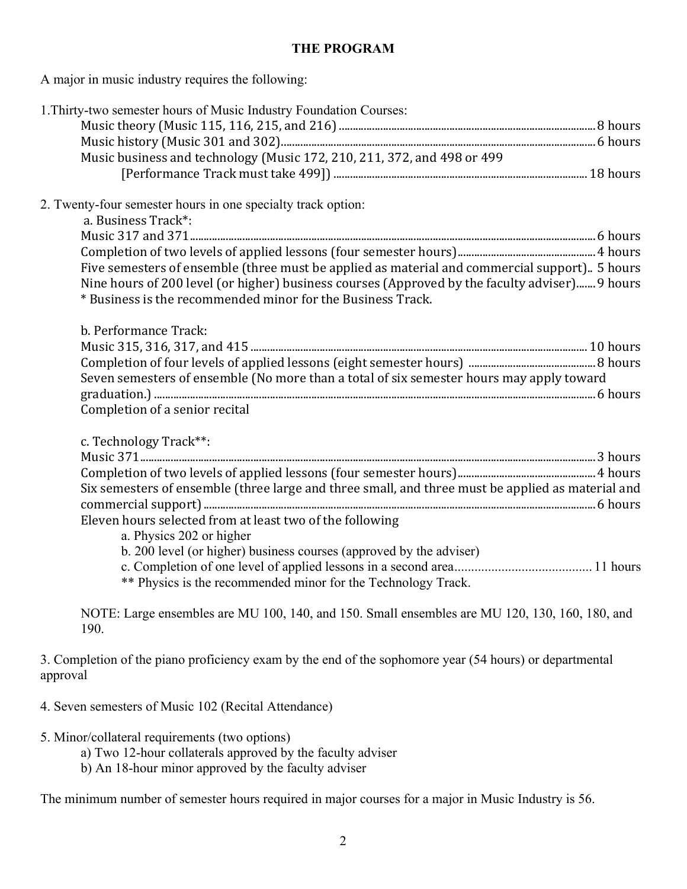# THE PROGRAM

A major in music industry requires the following:

1.Thirty-two semester hours of Music Industry Foundation Courses:
   - Music theory (Music 115, 116, 215, and 216) .......... 8 hours
   - Music history (Music 301 and 302).......... 6 hours
   - Music business and technology (Music 172, 210, 211, 372, and 498 or 499 [Performance Track must take 499]) .......... 18 hours

2. Twenty-four semester hours in one specialty track option:

   a. Business Track*:
   - Music 317 and 371.......... 6 hours
   - Completion of two levels of applied lessons (four semester hours).......... 4 hours
   - Five semesters of ensemble (three must be applied as material and commercial support).. 5 hours
   - Nine hours of 200 level (or higher) business courses (Approved by the faculty adviser)....... 9 hours

   * Business is the recommended minor for the Business Track.

   b. Performance Track:
   - Music 315, 316, 317, and 415 .......... 10 hours
   - Completion of four levels of applied lessons (eight semester hours) .......... 8 hours
   - Seven semesters of ensemble (No more than a total of six semester hours may apply toward graduation.) .......... 6 hours
   - Completion of a senior recital

   c. Technology Track**:
   - Music 371.......... 3 hours
   - Completion of two levels of applied lessons (four semester hours).......... 4 hours
   - Six semesters of ensemble (three large and three small, and three must be applied as material and commercial support) .......... 6 hours
   - Eleven hours selected from at least two of the following
     - a. Physics 202 or higher
     - b. 200 level (or higher) business courses (approved by the adviser)
     - c. Completion of one level of applied lessons in a second area.......... 11 hours

   ** Physics is the recommended minor for the Technology Track.

   NOTE: Large ensembles are MU 100, 140, and 150. Small ensembles are MU 120, 130, 160, 180, and 190.

3. Completion of the piano proficiency exam by the end of the sophomore year (54 hours) or departmental approval

4. Seven semesters of Music 102 (Recital Attendance)

5. Minor/collateral requirements (two options)
   - a) Two 12-hour collaterals approved by the faculty adviser
   - b) An 18-hour minor approved by the faculty adviser

The minimum number of semester hours required in major courses for a major in Music Industry is 56.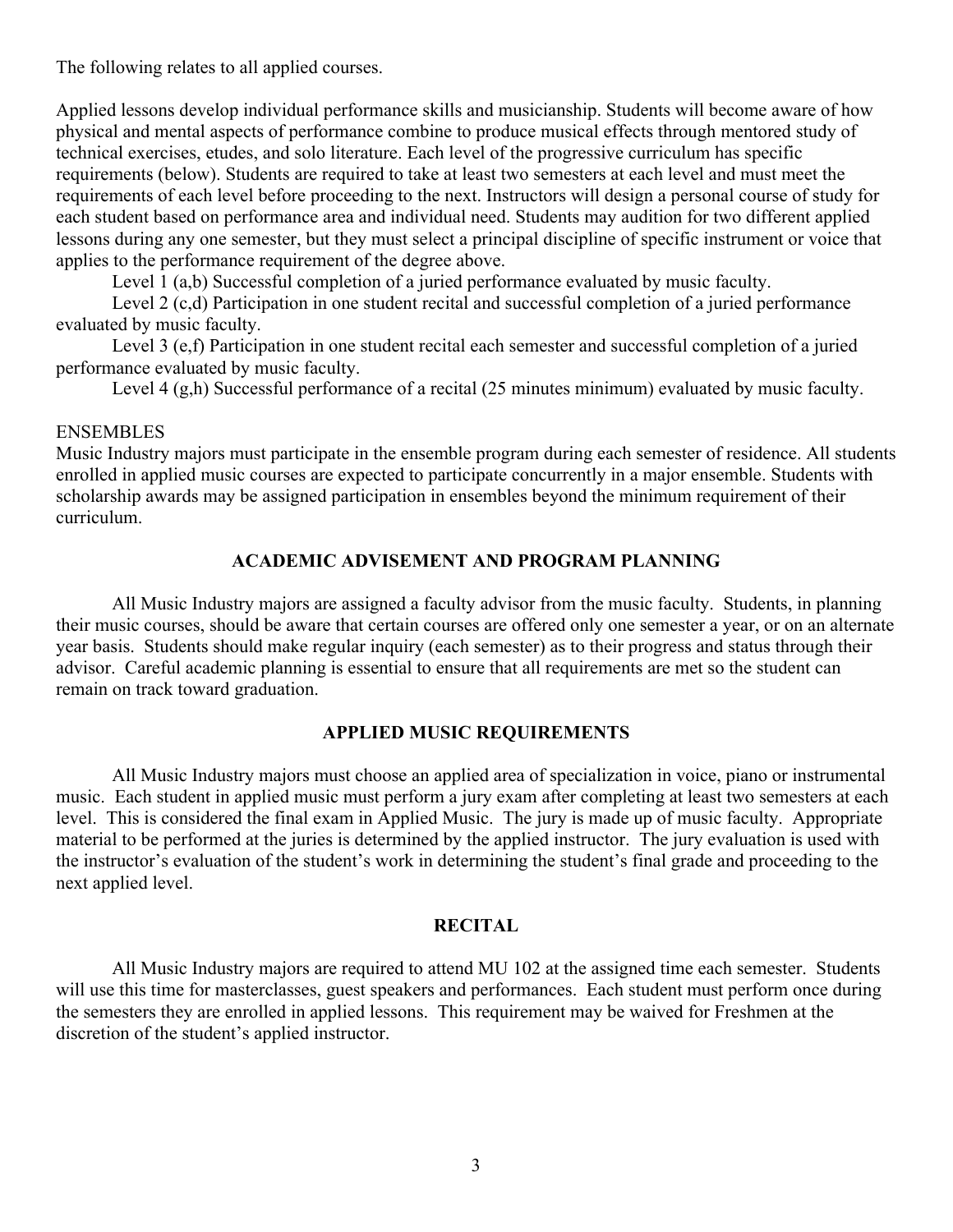The following relates to all applied courses.

Applied lessons develop individual performance skills and musicianship. Students will become aware of how physical and mental aspects of performance combine to produce musical effects through mentored study of technical exercises, etudes, and solo literature. Each level of the progressive curriculum has specific requirements (below). Students are required to take at least two semesters at each level and must meet the requirements of each level before proceeding to the next. Instructors will design a personal course of study for each student based on performance area and individual need. Students may audition for two different applied lessons during any one semester, but they must select a principal discipline of specific instrument or voice that applies to the performance requirement of the degree above.

Level 1 (a,b) Successful completion of a juried performance evaluated by music faculty.

Level 2 (c,d) Participation in one student recital and successful completion of a juried performance evaluated by music faculty.

Level 3 (e,f) Participation in one student recital each semester and successful completion of a juried performance evaluated by music faculty.

Level 4 (g,h) Successful performance of a recital (25 minutes minimum) evaluated by music faculty.

ENSEMBLES

Music Industry majors must participate in the ensemble program during each semester of residence. All students enrolled in applied music courses are expected to participate concurrently in a major ensemble. Students with scholarship awards may be assigned participation in ensembles beyond the minimum requirement of their curriculum.

## ACADEMIC ADVISEMENT AND PROGRAM PLANNING

All Music Industry majors are assigned a faculty advisor from the music faculty. Students, in planning their music courses, should be aware that certain courses are offered only one semester a year, or on an alternate year basis. Students should make regular inquiry (each semester) as to their progress and status through their advisor. Careful academic planning is essential to ensure that all requirements are met so the student can remain on track toward graduation.

## APPLIED MUSIC REQUIREMENTS

All Music Industry majors must choose an applied area of specialization in voice, piano or instrumental music. Each student in applied music must perform a jury exam after completing at least two semesters at each level. This is considered the final exam in Applied Music. The jury is made up of music faculty. Appropriate material to be performed at the juries is determined by the applied instructor. The jury evaluation is used with the instructor's evaluation of the student's work in determining the student's final grade and proceeding to the next applied level.

## RECITAL

All Music Industry majors are required to attend MU 102 at the assigned time each semester. Students will use this time for masterclasses, guest speakers and performances. Each student must perform once during the semesters they are enrolled in applied lessons. This requirement may be waived for Freshmen at the discretion of the student's applied instructor.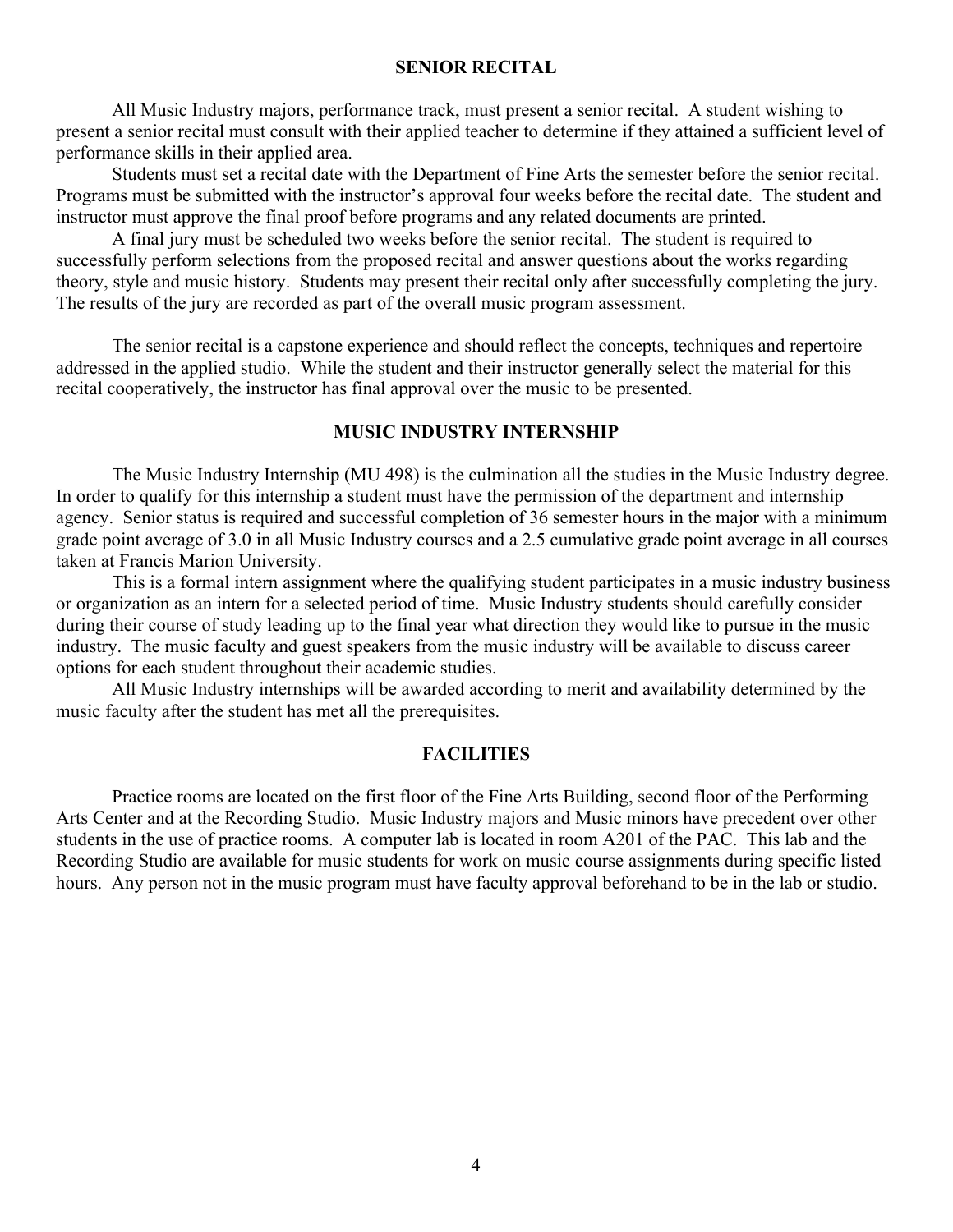## SENIOR RECITAL

All Music Industry majors, performance track, must present a senior recital. A student wishing to present a senior recital must consult with their applied teacher to determine if they attained a sufficient level of performance skills in their applied area.

Students must set a recital date with the Department of Fine Arts the semester before the senior recital. Programs must be submitted with the instructor's approval four weeks before the recital date. The student and instructor must approve the final proof before programs and any related documents are printed.

A final jury must be scheduled two weeks before the senior recital. The student is required to successfully perform selections from the proposed recital and answer questions about the works regarding theory, style and music history. Students may present their recital only after successfully completing the jury. The results of the jury are recorded as part of the overall music program assessment.

The senior recital is a capstone experience and should reflect the concepts, techniques and repertoire addressed in the applied studio. While the student and their instructor generally select the material for this recital cooperatively, the instructor has final approval over the music to be presented.

## MUSIC INDUSTRY INTERNSHIP

The Music Industry Internship (MU 498) is the culmination all the studies in the Music Industry degree. In order to qualify for this internship a student must have the permission of the department and internship agency. Senior status is required and successful completion of 36 semester hours in the major with a minimum grade point average of 3.0 in all Music Industry courses and a 2.5 cumulative grade point average in all courses taken at Francis Marion University.

This is a formal intern assignment where the qualifying student participates in a music industry business or organization as an intern for a selected period of time. Music Industry students should carefully consider during their course of study leading up to the final year what direction they would like to pursue in the music industry. The music faculty and guest speakers from the music industry will be available to discuss career options for each student throughout their academic studies.

All Music Industry internships will be awarded according to merit and availability determined by the music faculty after the student has met all the prerequisites.

## FACILITIES

Practice rooms are located on the first floor of the Fine Arts Building, second floor of the Performing Arts Center and at the Recording Studio. Music Industry majors and Music minors have precedent over other students in the use of practice rooms. A computer lab is located in room A201 of the PAC. This lab and the Recording Studio are available for music students for work on music course assignments during specific listed hours. Any person not in the music program must have faculty approval beforehand to be in the lab or studio.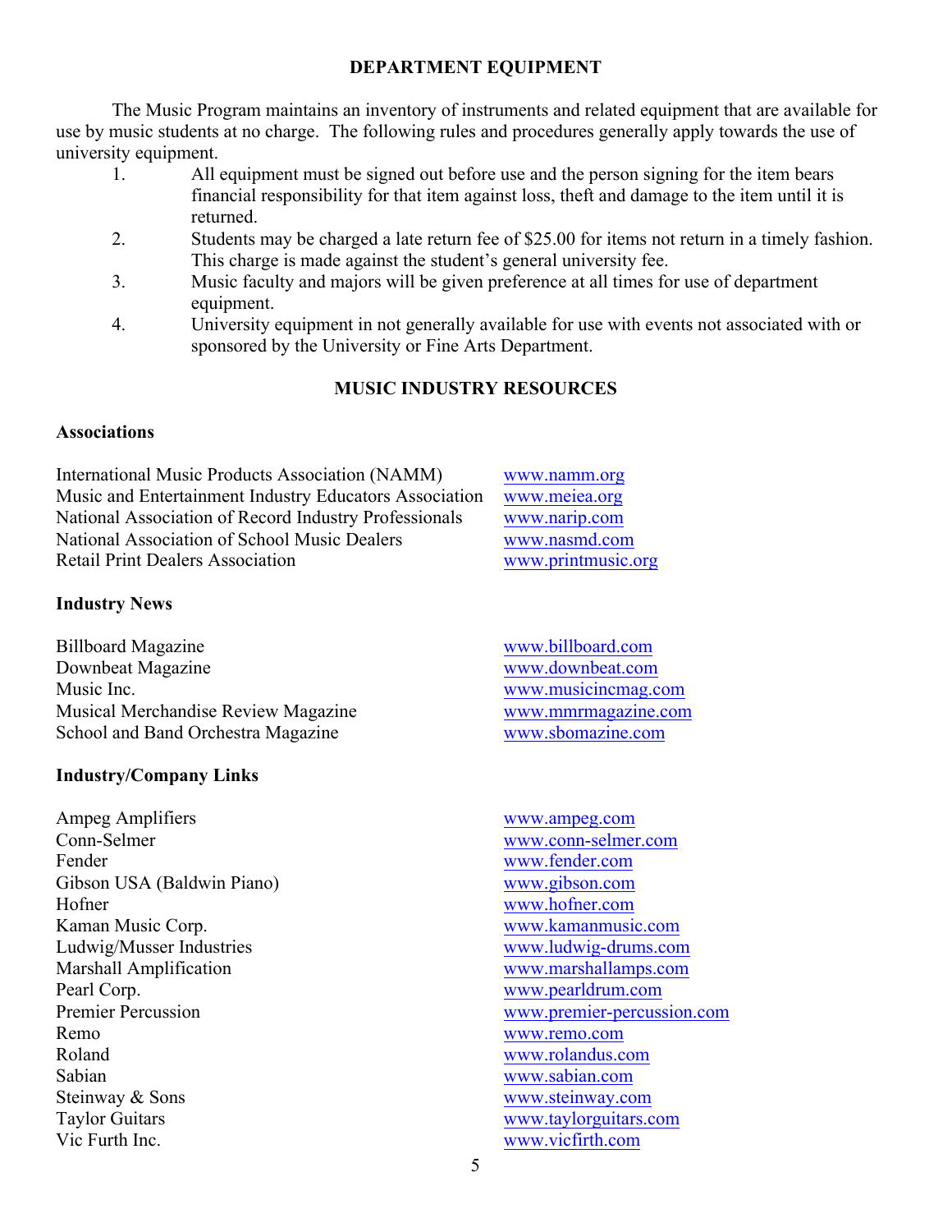## DEPARTMENT EQUIPMENT

The Music Program maintains an inventory of instruments and related equipment that are available for use by music students at no charge. The following rules and procedures generally apply towards the use of university equipment.

1. All equipment must be signed out before use and the person signing for the item bears financial responsibility for that item against loss, theft and damage to the item until it is returned.
2. Students may be charged a late return fee of $25.00 for items not return in a timely fashion. This charge is made against the student's general university fee.
3. Music faculty and majors will be given preference at all times for use of department equipment.
4. University equipment in not generally available for use with events not associated with or sponsored by the University or Fine Arts Department.

## MUSIC INDUSTRY RESOURCES

### Associations

| | |
|---|---|
| International Music Products Association (NAMM) | www.namm.org |
| Music and Entertainment Industry Educators Association | www.meiea.org |
| National Association of Record Industry Professionals | www.narip.com |
| National Association of School Music Dealers | www.nasmd.com |
| Retail Print Dealers Association | www.printmusic.org |

### Industry News

| | |
|---|---|
| Billboard Magazine | www.billboard.com |
| Downbeat Magazine | www.downbeat.com |
| Music Inc. | www.musicincmag.com |
| Musical Merchandise Review Magazine | www.mmrmagazine.com |
| School and Band Orchestra Magazine | www.sbomazine.com |

### Industry/Company Links

| | |
|---|---|
| Ampeg Amplifiers | www.ampeg.com |
| Conn-Selmer | www.conn-selmer.com |
| Fender | www.fender.com |
| Gibson USA (Baldwin Piano) | www.gibson.com |
| Hofner | www.hofner.com |
| Kaman Music Corp. | www.kamanmusic.com |
| Ludwig/Musser Industries | www.ludwig-drums.com |
| Marshall Amplification | www.marshallamps.com |
| Pearl Corp. | www.pearldrum.com |
| Premier Percussion | www.premier-percussion.com |
| Remo | www.remo.com |
| Roland | www.rolandus.com |
| Sabian | www.sabian.com |
| Steinway & Sons | www.steinway.com |
| Taylor Guitars | www.taylorguitars.com |
| Vic Furth Inc. | www.vicfirth.com |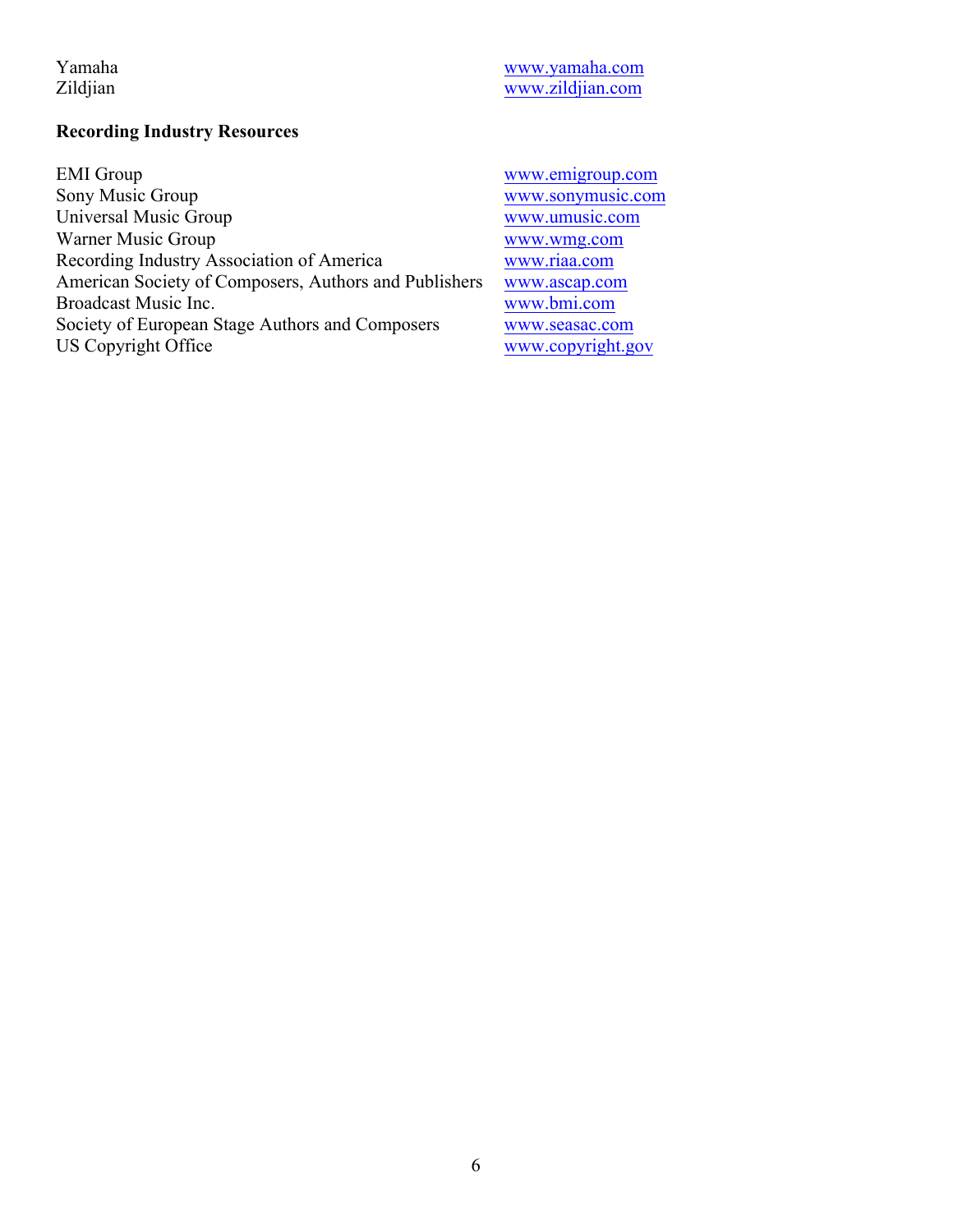Yamaha www.yamaha.com
Zildjian www.zildjian.com

**Recording Industry Resources**

| | |
|---|---|
| EMI Group | www.emigroup.com |
| Sony Music Group | www.sonymusic.com |
| Universal Music Group | www.umusic.com |
| Warner Music Group | www.wmg.com |
| Recording Industry Association of America | www.riaa.com |
| American Society of Composers, Authors and Publishers | www.ascap.com |
| Broadcast Music Inc. | www.bmi.com |
| Society of European Stage Authors and Composers | www.seasac.com |
| US Copyright Office | www.copyright.gov |